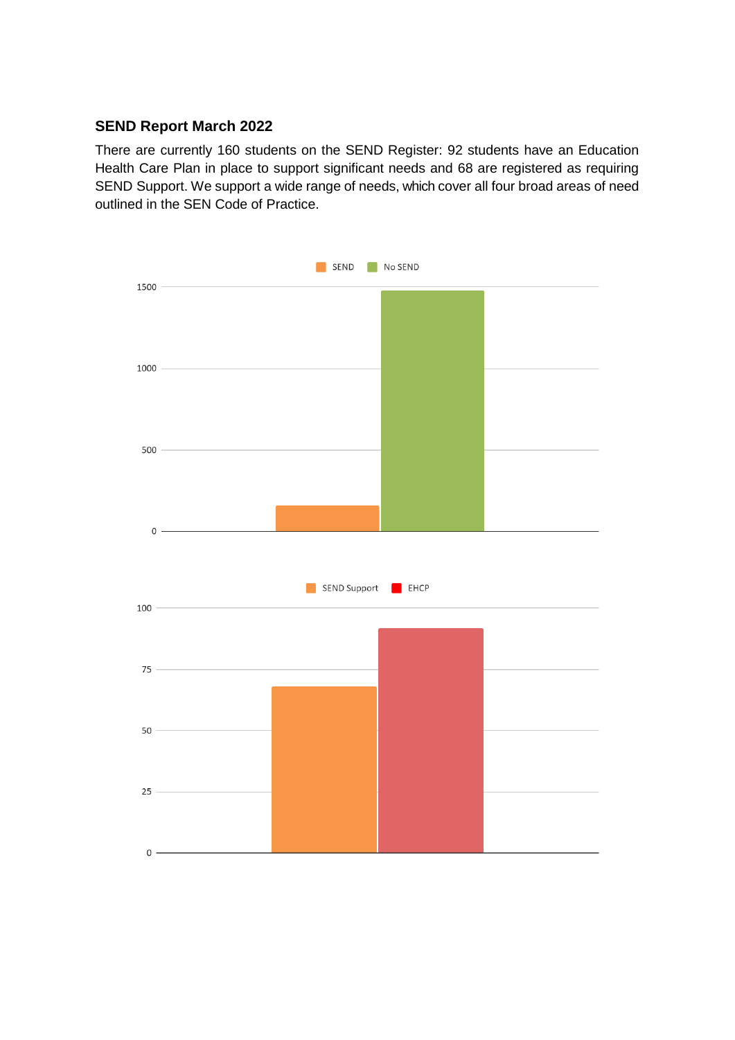## SEND Report March 2022

There are currently 160 students on the SEND Register: 92 students have an Education Health Care Plan in place to support significant needs and 68 are registered as requiring SEND Support. We support a wide range of needs, which cover all four broad areas of need outlined in the SEN Code of Practice.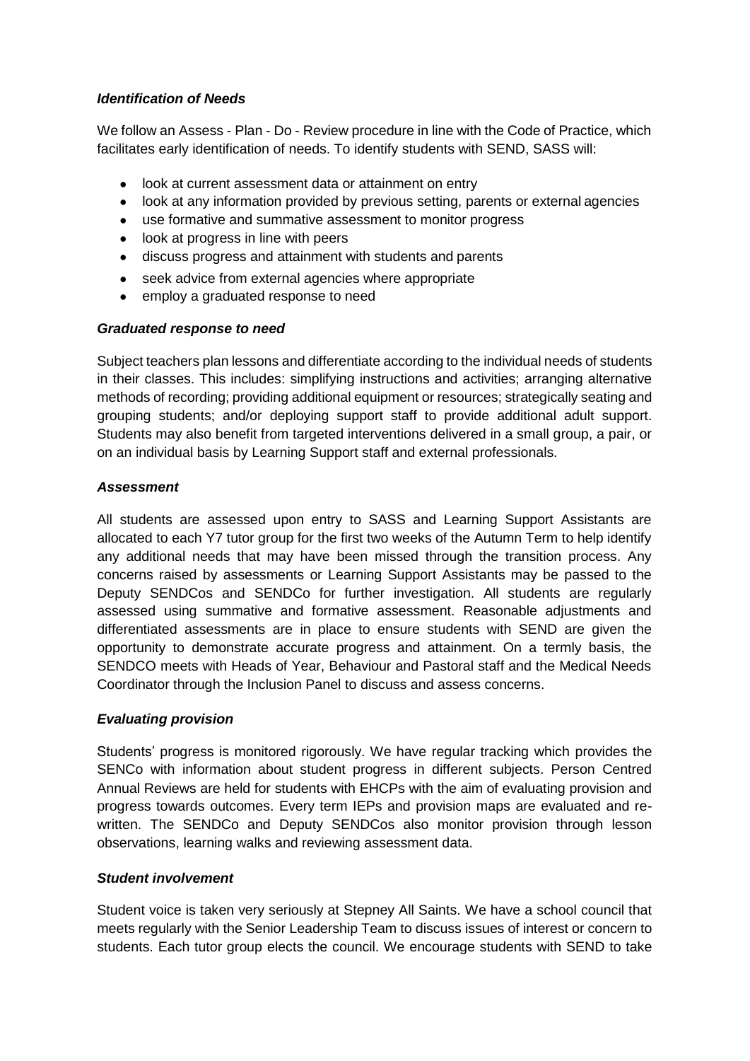### *Identification of Needs*

We follow an Assess - Plan - Do - Review procedure in line with the Code of Practice, which facilitates early identification of needs. To identify students with SEND, SASS will:

- look at current assessment data or attainment on entry
- look at any information provided by previous setting, parents or external agencies
- use formative and summative assessment to monitor progress
- look at progress in line with peers
- discuss progress and attainment with students and parents
- seek advice from external agencies where appropriate
- employ a graduated response to need

### *Graduated response to need*

Subject teachers plan lessons and differentiate according to the individual needs of students in their classes. This includes: simplifying instructions and activities; arranging alternative methods of recording; providing additional equipment or resources; strategically seating and grouping students; and/or deploying support staff to provide additional adult support. Students may also benefit from targeted interventions delivered in a small group, a pair, or on an individual basis by Learning Support staff and external professionals.

### *Assessment*

All students are assessed upon entry to SASS and Learning Support Assistants are allocated to each Y7 tutor group for the first two weeks of the Autumn Term to help identify any additional needs that may have been missed through the transition process. Any concerns raised by assessments or Learning Support Assistants may be passed to the Deputy SENDCos and SENDCo for further investigation. All students are regularly assessed using summative and formative assessment. Reasonable adjustments and differentiated assessments are in place to ensure students with SEND are given the opportunity to demonstrate accurate progress and attainment. On a termly basis, the SENDCO meets with Heads of Year, Behaviour and Pastoral staff and the Medical Needs Coordinator through the Inclusion Panel to discuss and assess concerns.

### *Evaluating provision*

Students' progress is monitored rigorously. We have regular tracking which provides the SENCo with information about student progress in different subjects. Person Centred Annual Reviews are held for students with EHCPs with the aim of evaluating provision and progress towards outcomes. Every term IEPs and provision maps are evaluated and re-written. The SENDCo and Deputy SENDCos also monitor provision through lesson observations, learning walks and reviewing assessment data.

### *Student involvement*

Student voice is taken very seriously at Stepney All Saints. We have a school council that meets regularly with the Senior Leadership Team to discuss issues of interest or concern to students. Each tutor group elects the council. We encourage students with SEND to take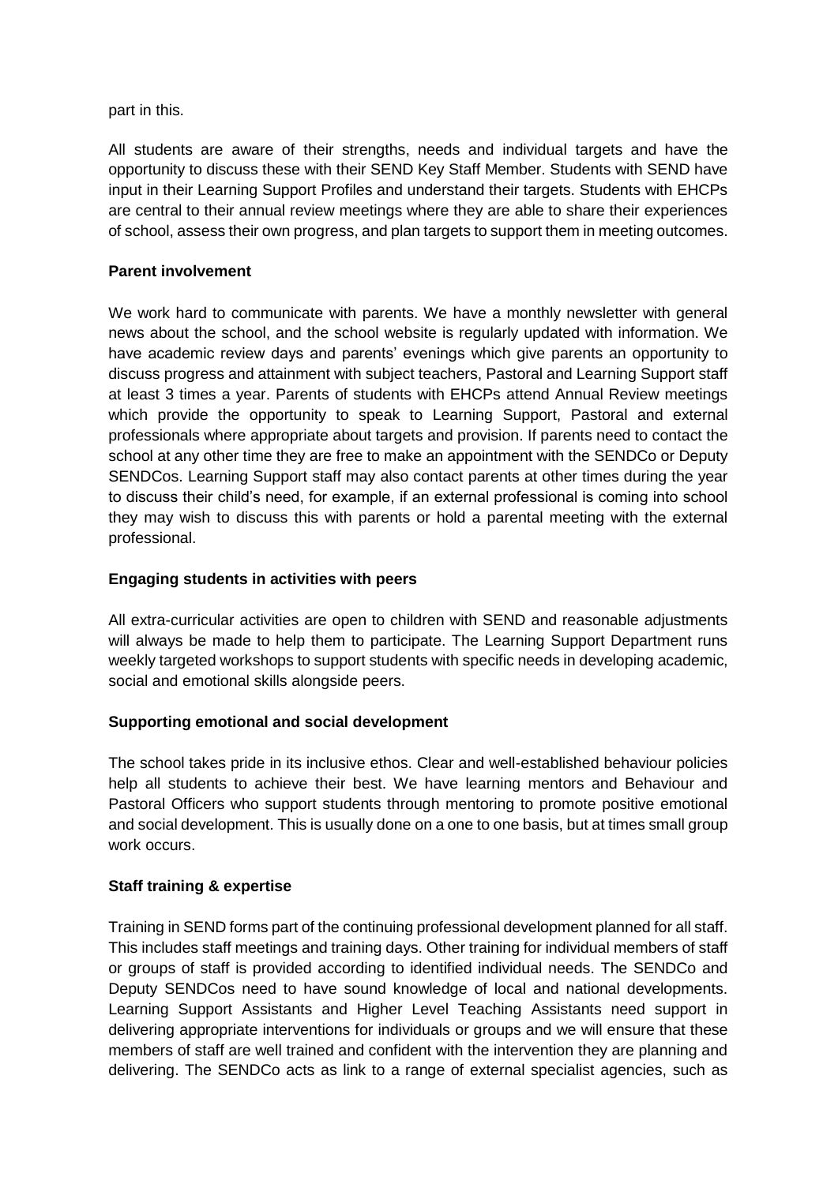part in this.

All students are aware of their strengths, needs and individual targets and have the opportunity to discuss these with their SEND Key Staff Member. Students with SEND have input in their Learning Support Profiles and understand their targets. Students with EHCPs are central to their annual review meetings where they are able to share their experiences of school, assess their own progress, and plan targets to support them in meeting outcomes.

**Parent involvement**

We work hard to communicate with parents. We have a monthly newsletter with general news about the school, and the school website is regularly updated with information. We have academic review days and parents' evenings which give parents an opportunity to discuss progress and attainment with subject teachers, Pastoral and Learning Support staff at least 3 times a year. Parents of students with EHCPs attend Annual Review meetings which provide the opportunity to speak to Learning Support, Pastoral and external professionals where appropriate about targets and provision. If parents need to contact the school at any other time they are free to make an appointment with the SENDCo or Deputy SENDCos. Learning Support staff may also contact parents at other times during the year to discuss their child's need, for example, if an external professional is coming into school they may wish to discuss this with parents or hold a parental meeting with the external professional.

**Engaging students in activities with peers**

All extra-curricular activities are open to children with SEND and reasonable adjustments will always be made to help them to participate. The Learning Support Department runs weekly targeted workshops to support students with specific needs in developing academic, social and emotional skills alongside peers.

**Supporting emotional and social development**

The school takes pride in its inclusive ethos. Clear and well-established behaviour policies help all students to achieve their best. We have learning mentors and Behaviour and Pastoral Officers who support students through mentoring to promote positive emotional and social development. This is usually done on a one to one basis, but at times small group work occurs.

**Staff training & expertise**

Training in SEND forms part of the continuing professional development planned for all staff. This includes staff meetings and training days. Other training for individual members of staff or groups of staff is provided according to identified individual needs. The SENDCo and Deputy SENDCos need to have sound knowledge of local and national developments. Learning Support Assistants and Higher Level Teaching Assistants need support in delivering appropriate interventions for individuals or groups and we will ensure that these members of staff are well trained and confident with the intervention they are planning and delivering. The SENDCo acts as link to a range of external specialist agencies, such as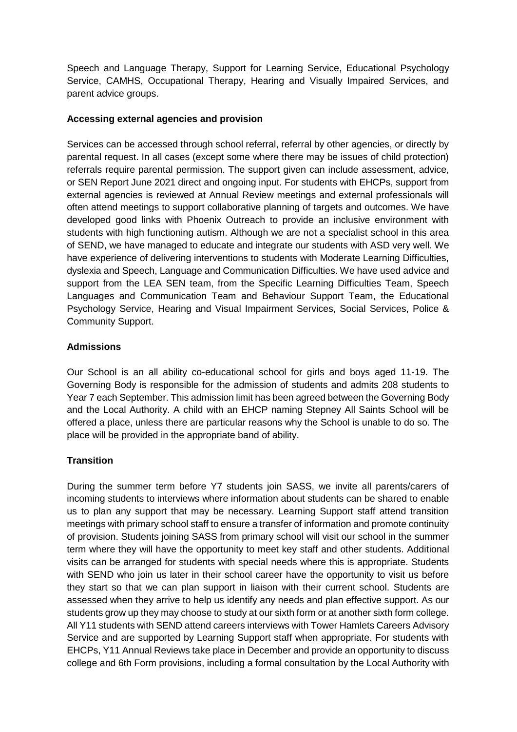Speech and Language Therapy, Support for Learning Service, Educational Psychology Service, CAMHS, Occupational Therapy, Hearing and Visually Impaired Services, and parent advice groups.

**Accessing external agencies and provision**

Services can be accessed through school referral, referral by other agencies, or directly by parental request. In all cases (except some where there may be issues of child protection) referrals require parental permission. The support given can include assessment, advice, or SEN Report June 2021 direct and ongoing input. For students with EHCPs, support from external agencies is reviewed at Annual Review meetings and external professionals will often attend meetings to support collaborative planning of targets and outcomes. We have developed good links with Phoenix Outreach to provide an inclusive environment with students with high functioning autism. Although we are not a specialist school in this area of SEND, we have managed to educate and integrate our students with ASD very well. We have experience of delivering interventions to students with Moderate Learning Difficulties, dyslexia and Speech, Language and Communication Difficulties. We have used advice and support from the LEA SEN team, from the Specific Learning Difficulties Team, Speech Languages and Communication Team and Behaviour Support Team, the Educational Psychology Service, Hearing and Visual Impairment Services, Social Services, Police & Community Support.

**Admissions**

Our School is an all ability co-educational school for girls and boys aged 11-19. The Governing Body is responsible for the admission of students and admits 208 students to Year 7 each September. This admission limit has been agreed between the Governing Body and the Local Authority. A child with an EHCP naming Stepney All Saints School will be offered a place, unless there are particular reasons why the School is unable to do so. The place will be provided in the appropriate band of ability.

**Transition**

During the summer term before Y7 students join SASS, we invite all parents/carers of incoming students to interviews where information about students can be shared to enable us to plan any support that may be necessary. Learning Support staff attend transition meetings with primary school staff to ensure a transfer of information and promote continuity of provision. Students joining SASS from primary school will visit our school in the summer term where they will have the opportunity to meet key staff and other students. Additional visits can be arranged for students with special needs where this is appropriate. Students with SEND who join us later in their school career have the opportunity to visit us before they start so that we can plan support in liaison with their current school. Students are assessed when they arrive to help us identify any needs and plan effective support. As our students grow up they may choose to study at our sixth form or at another sixth form college. All Y11 students with SEND attend careers interviews with Tower Hamlets Careers Advisory Service and are supported by Learning Support staff when appropriate. For students with EHCPs, Y11 Annual Reviews take place in December and provide an opportunity to discuss college and 6th Form provisions, including a formal consultation by the Local Authority with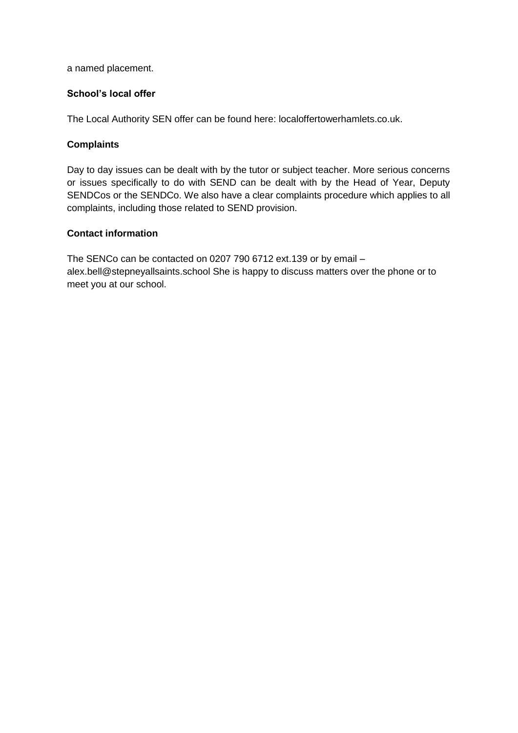a named placement.

**School's local offer**

The Local Authority SEN offer can be found here: localoffertowerhamlets.co.uk.

**Complaints**

Day to day issues can be dealt with by the tutor or subject teacher. More serious concerns or issues specifically to do with SEND can be dealt with by the Head of Year, Deputy SENDCos or the SENDCo. We also have a clear complaints procedure which applies to all complaints, including those related to SEND provision.

**Contact information**

The SENCo can be contacted on 0207 790 6712 ext.139 or by email – alex.bell@stepneyallsaints.school She is happy to discuss matters over the phone or to meet you at our school.